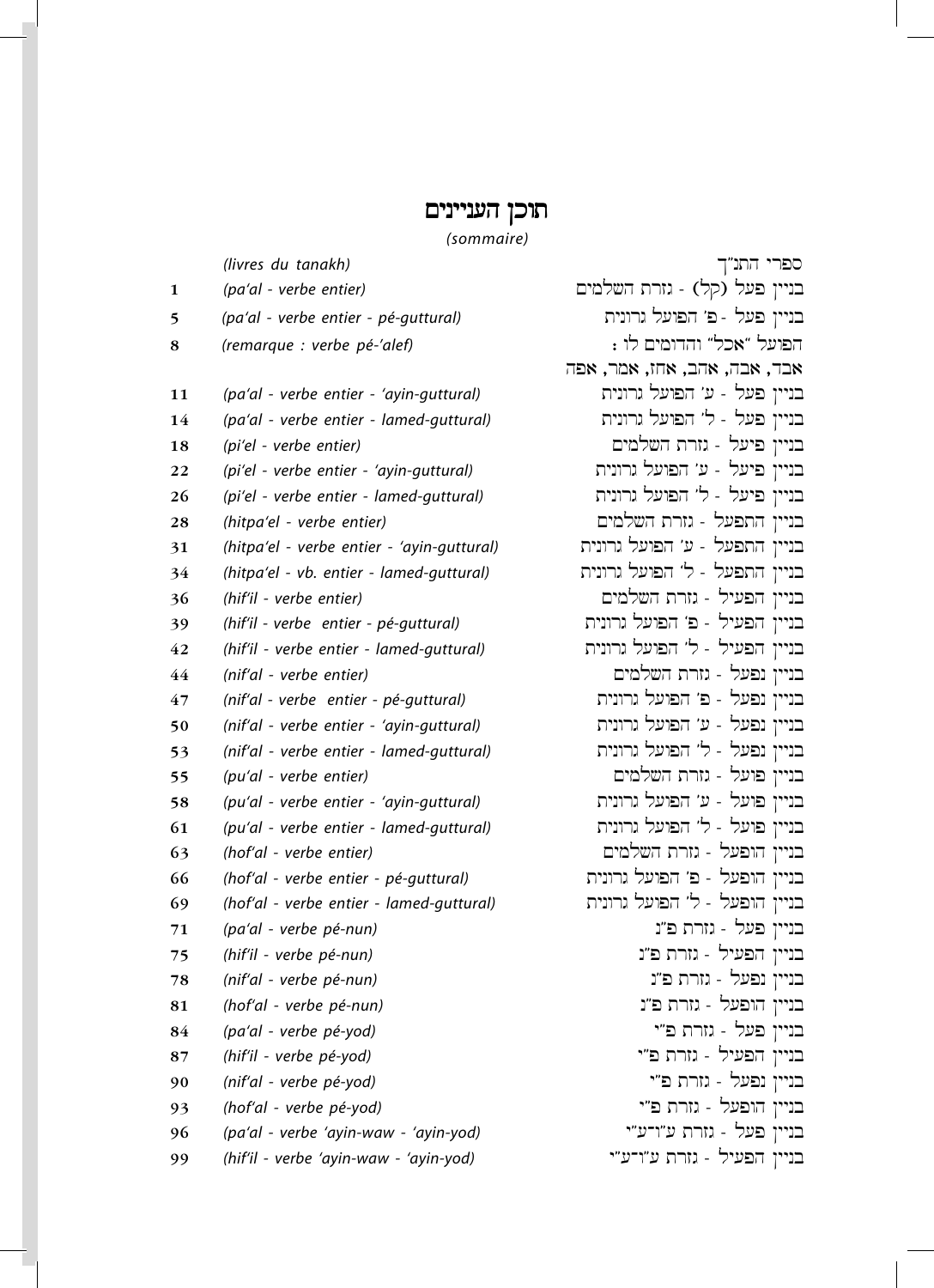# תוכן העניינים

*(sommaire)*

| | | |
|---|---|---|
| ספרי התנ"ך | *(livres du tanakh)* | |
| בניין פעל (קל) - גזרת השלמים | *(pa'al - verbe entier)* | 1 |
| בניין פעל - פ' הפועל גרונית | *(pa'al - verbe entier - pé-guttural)* | 5 |
| הפועל "אכל" והדומים לו : אבד, אבה, אהב, אחז, אמר, אפה | *(remarque : verbe pé-'alef)* | 8 |
| בניין פעל - ע' הפועל גרונית | *(pa'al - verbe entier - 'ayin-guttural)* | 11 |
| בניין פעל - ל' הפועל גרונית | *(pa'al - verbe entier - lamed-guttural)* | 14 |
| בניין פיעל - גזרת השלמים | *(pi'el - verbe entier)* | 18 |
| בניין פיעל - ע' הפועל גרונית | *(pi'el - verbe entier - 'ayin-guttural)* | 22 |
| בניין פיעל - ל' הפועל גרונית | *(pi'el - verbe entier - lamed-guttural)* | 26 |
| בניין התפעל - גזרת השלמים | *(hitpa'el - verbe entier)* | 28 |
| בניין התפעל - ע' הפועל גרונית | *(hitpa'el - verbe entier - 'ayin-guttural)* | 31 |
| בניין התפעל - ל' הפועל גרונית | *(hitpa'el - vb. entier - lamed-guttural)* | 34 |
| בניין הפעיל - גזרת השלמים | *(hif'il - verbe entier)* | 36 |
| בניין הפעיל - פ' הפועל גרונית | *(hif'il - verbe entier - pé-guttural)* | 39 |
| בניין הפעיל - ל' הפועל גרונית | *(hif'il - verbe entier - lamed-guttural)* | 42 |
| בניין נפעל - גזרת השלמים | *(nif'al - verbe entier)* | 44 |
| בניין נפעל - פ' הפועל גרונית | *(nif'al - verbe entier - pé-guttural)* | 47 |
| בניין נפעל - ע' הפועל גרונית | *(nif'al - verbe entier - 'ayin-guttural)* | 50 |
| בניין נפעל - ל' הפועל גרונית | *(nif'al - verbe entier - lamed-guttural)* | 53 |
| בניין פועל - גזרת השלמים | *(pu'al - verbe entier)* | 55 |
| בניין פועל - ע' הפועל גרונית | *(pu'al - verbe entier - 'ayin-guttural)* | 58 |
| בניין פועל - ל' הפועל גרונית | *(pu'al - verbe entier - lamed-guttural)* | 61 |
| בניין הופעל - גזרת השלמים | *(hof'al - verbe entier)* | 63 |
| בניין הופעל - פ' הפועל גרונית | *(hof'al - verbe entier - pé-guttural)* | 66 |
| בניין הופעל - ל' הפועל גרונית | *(hof'al - verbe entier - lamed-guttural)* | 69 |
| בניין פעל - גזרת פ"נ | *(pa'al - verbe pé-nun)* | 71 |
| בניין הפעיל - גזרת פ"נ | *(hif'il - verbe pé-nun)* | 75 |
| בניין נפעל - גזרת פ"נ | *(nif'al - verbe pé-nun)* | 78 |
| בניין הופעל - גזרת פ"נ | *(hof'al - verbe pé-nun)* | 81 |
| בניין פעל - גזרת פ"י | *(pa'al - verbe pé-yod)* | 84 |
| בניין הפעיל - גזרת פ"י | *(hif'il - verbe pé-yod)* | 87 |
| בניין נפעל - גזרת פ"י | *(nif'al - verbe pé-yod)* | 90 |
| בניין הופעל - גזרת פ"י | *(hof'al - verbe pé-yod)* | 93 |
| בניין פעל - גזרת ע"ו-ע"י | *(pa'al - verbe 'ayin-waw - 'ayin-yod)* | 96 |
| בניין הפעיל - גזרת ע"ו-ע"י | *(hif'il - verbe 'ayin-waw - 'ayin-yod)* | 99 |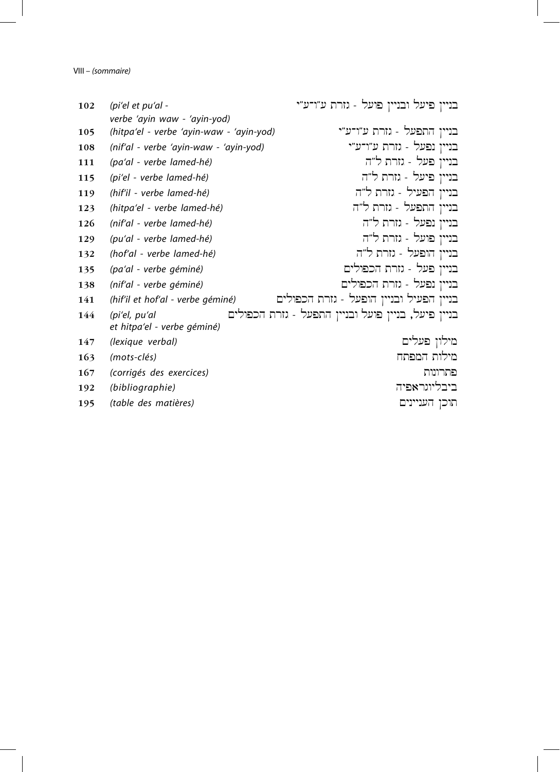| | | |
|---|---|---|
| 102 | *(pi'el et pu'al - verbe 'ayin waw - 'ayin-yod)* | בניין פיעל ובניין פועל - גזרת ע"ו-ע"י |
| 105 | *(hitpa'el - verbe 'ayin-waw - 'ayin-yod)* | בניין התפעל - גזרת ע"ו-ע"י |
| 108 | *(nif'al - verbe 'ayin-waw - 'ayin-yod)* | בניין נפעל - גזרת ע"ו-ע"י |
| 111 | *(pa'al - verbe lamed-hé)* | בניין פעל - גזרת ל"ה |
| 115 | *(pi'el - verbe lamed-hé)* | בניין פיעל - גזרת ל"ה |
| 119 | *(hif'il - verbe lamed-hé)* | בניין הפעיל - גזרת ל"ה |
| 123 | *(hitpa'el - verbe lamed-hé)* | בניין התפעל - גזרת ל"ה |
| 126 | *(nif'al - verbe lamed-hé)* | בניין נפעל - גזרת ל"ה |
| 129 | *(pu'al - verbe lamed-hé)* | בניין פועל - גזרת ל"ה |
| 132 | *(hof'al - verbe lamed-hé)* | בניין הופעל - גזרת ל"ה |
| 135 | *(pa'al - verbe géminé)* | בניין פעל - גזרת הכפולים |
| 138 | *(nif'al - verbe géminé)* | בניין נפעל - גזרת הכפולים |
| 141 | *(hif'il et hof'al - verbe géminé)* | בניין הפעיל ובניין הופעל - גזרת הכפולים |
| 144 | *(pi'el, pu'al et hitpa'el - verbe géminé)* | בניין פיעל, בניין פועל ובניין התפעל - גזרת הכפולים |
| 147 | *(lexique verbal)* | מילון פעלים |
| 163 | *(mots-clés)* | מילות המפתח |
| 167 | *(corrigés des exercices)* | פתרונות |
| 192 | *(bibliographie)* | ביבליוגראפיה |
| 195 | *(table des matières)* | תוכן העניינים |